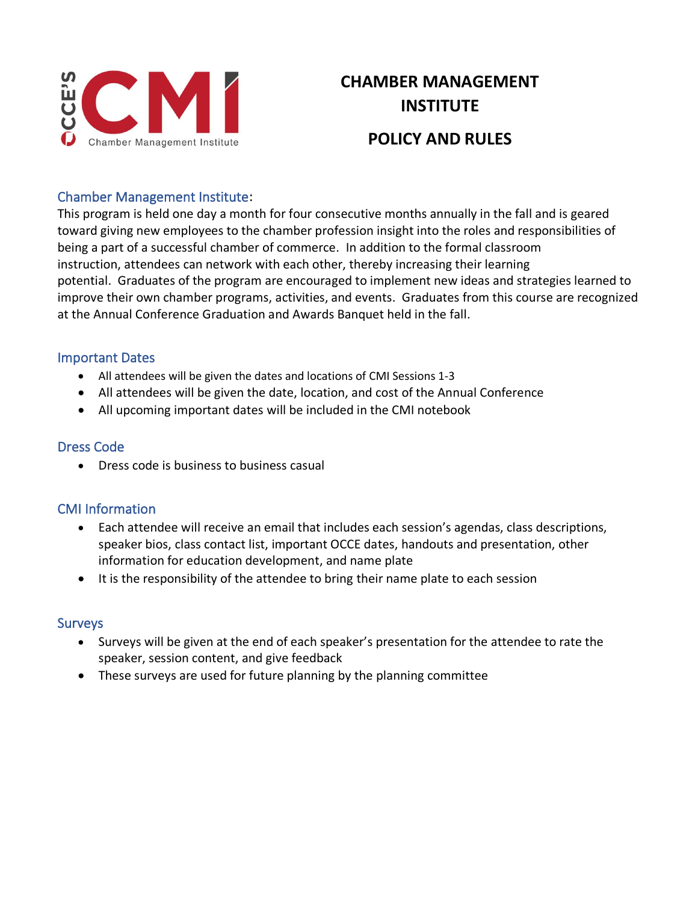# CHAMBER MANAGEMENT INSTITUTE

# POLICY AND RULES

## Chamber Management Institute:

This program is held one day a month for four consecutive months annually in the fall and is geared toward giving new employees to the chamber profession insight into the roles and responsibilities of being a part of a successful chamber of commerce. In addition to the formal classroom instruction, attendees can network with each other, thereby increasing their learning potential. Graduates of the program are encouraged to implement new ideas and strategies learned to improve their own chamber programs, activities, and events. Graduates from this course are recognized at the Annual Conference Graduation and Awards Banquet held in the fall.

## Important Dates

- All attendees will be given the dates and locations of CMI Sessions 1-3
- All attendees will be given the date, location, and cost of the Annual Conference
- All upcoming important dates will be included in the CMI notebook

## Dress Code

- Dress code is business to business casual

## CMI Information

- Each attendee will receive an email that includes each session's agendas, class descriptions, speaker bios, class contact list, important OCCE dates, handouts and presentation, other information for education development, and name plate
- It is the responsibility of the attendee to bring their name plate to each session

## Surveys

- Surveys will be given at the end of each speaker's presentation for the attendee to rate the speaker, session content, and give feedback
- These surveys are used for future planning by the planning committee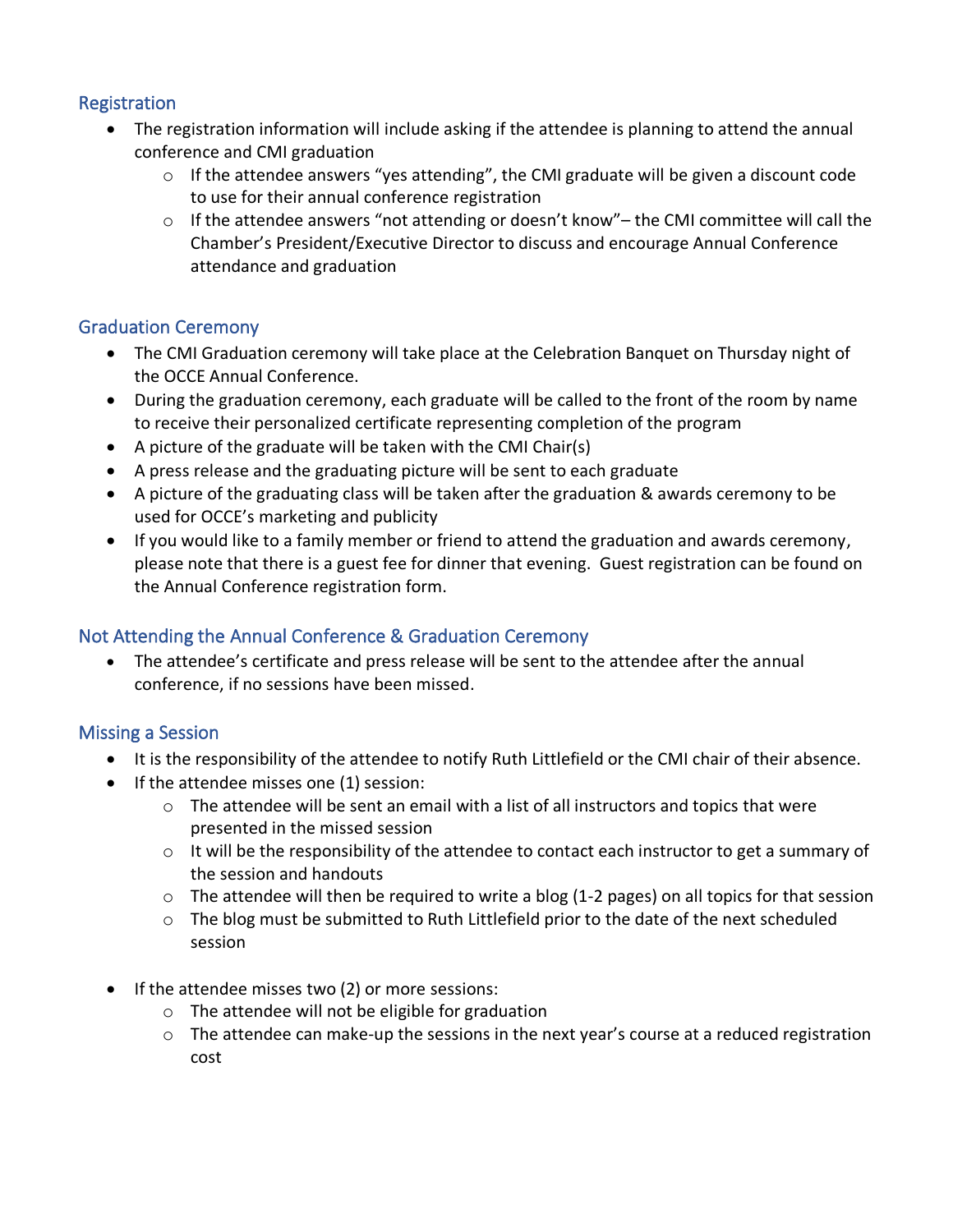## Registration

- The registration information will include asking if the attendee is planning to attend the annual conference and CMI graduation
  - If the attendee answers "yes attending", the CMI graduate will be given a discount code to use for their annual conference registration
  - If the attendee answers "not attending or doesn't know"– the CMI committee will call the Chamber's President/Executive Director to discuss and encourage Annual Conference attendance and graduation

## Graduation Ceremony

- The CMI Graduation ceremony will take place at the Celebration Banquet on Thursday night of the OCCE Annual Conference.
- During the graduation ceremony, each graduate will be called to the front of the room by name to receive their personalized certificate representing completion of the program
- A picture of the graduate will be taken with the CMI Chair(s)
- A press release and the graduating picture will be sent to each graduate
- A picture of the graduating class will be taken after the graduation & awards ceremony to be used for OCCE's marketing and publicity
- If you would like to a family member or friend to attend the graduation and awards ceremony, please note that there is a guest fee for dinner that evening. Guest registration can be found on the Annual Conference registration form.

## Not Attending the Annual Conference & Graduation Ceremony

- The attendee's certificate and press release will be sent to the attendee after the annual conference, if no sessions have been missed.

## Missing a Session

- It is the responsibility of the attendee to notify Ruth Littlefield or the CMI chair of their absence.
- If the attendee misses one (1) session:
  - The attendee will be sent an email with a list of all instructors and topics that were presented in the missed session
  - It will be the responsibility of the attendee to contact each instructor to get a summary of the session and handouts
  - The attendee will then be required to write a blog (1-2 pages) on all topics for that session
  - The blog must be submitted to Ruth Littlefield prior to the date of the next scheduled session

- If the attendee misses two (2) or more sessions:
  - The attendee will not be eligible for graduation
  - The attendee can make-up the sessions in the next year's course at a reduced registration cost